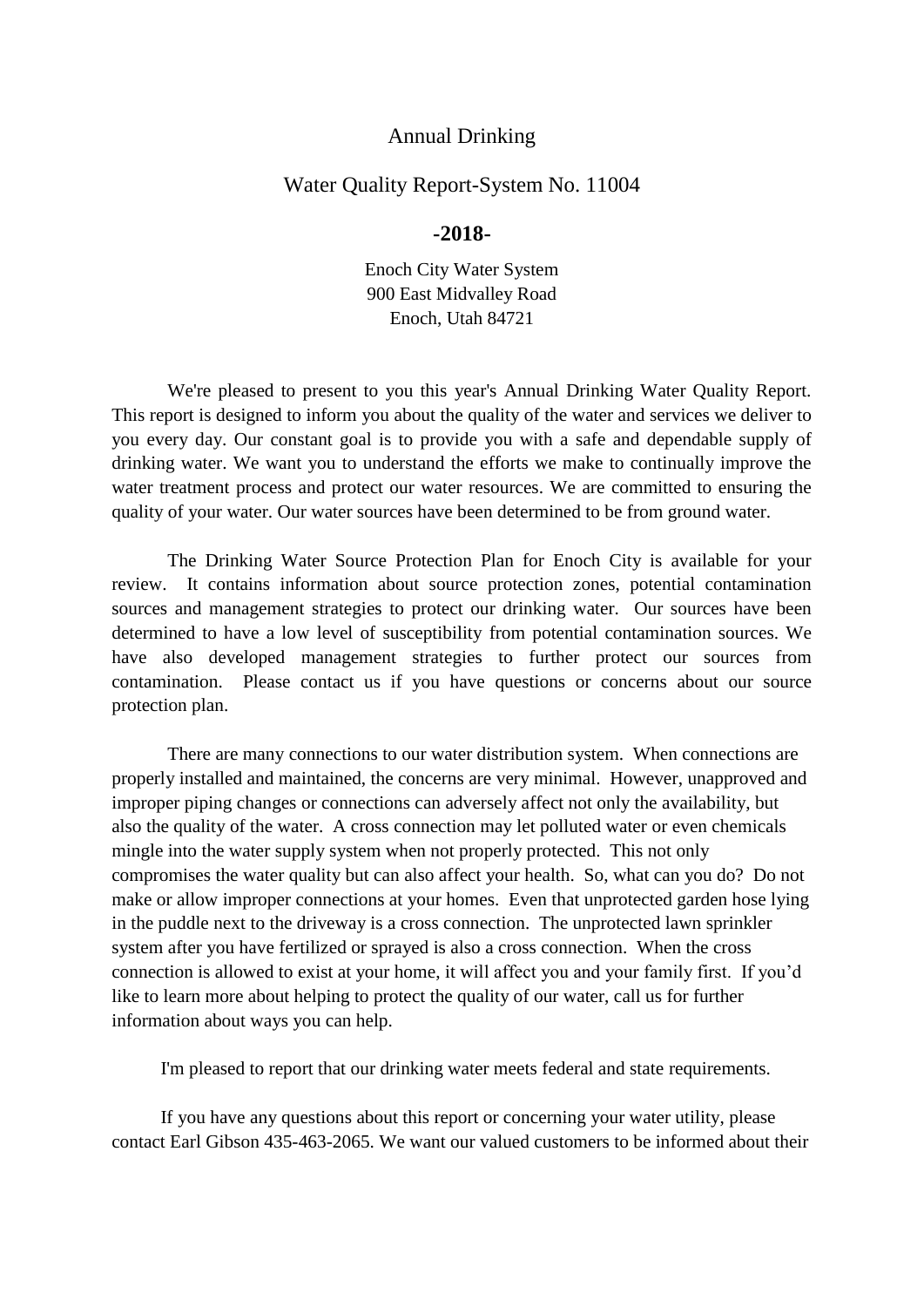# Annual Drinking

## Water Quality Report-System No. 11004

### -2018-

Enoch City Water System
900 East Midvalley Road
Enoch, Utah 84721

We're pleased to present to you this year's Annual Drinking Water Quality Report. This report is designed to inform you about the quality of the water and services we deliver to you every day. Our constant goal is to provide you with a safe and dependable supply of drinking water. We want you to understand the efforts we make to continually improve the water treatment process and protect our water resources. We are committed to ensuring the quality of your water. Our water sources have been determined to be from ground water.

The Drinking Water Source Protection Plan for Enoch City is available for your review. It contains information about source protection zones, potential contamination sources and management strategies to protect our drinking water. Our sources have been determined to have a low level of susceptibility from potential contamination sources. We have also developed management strategies to further protect our sources from contamination. Please contact us if you have questions or concerns about our source protection plan.

There are many connections to our water distribution system. When connections are properly installed and maintained, the concerns are very minimal. However, unapproved and improper piping changes or connections can adversely affect not only the availability, but also the quality of the water. A cross connection may let polluted water or even chemicals mingle into the water supply system when not properly protected. This not only compromises the water quality but can also affect your health. So, what can you do? Do not make or allow improper connections at your homes. Even that unprotected garden hose lying in the puddle next to the driveway is a cross connection. The unprotected lawn sprinkler system after you have fertilized or sprayed is also a cross connection. When the cross connection is allowed to exist at your home, it will affect you and your family first. If you'd like to learn more about helping to protect the quality of our water, call us for further information about ways you can help.

I'm pleased to report that our drinking water meets federal and state requirements.

If you have any questions about this report or concerning your water utility, please contact Earl Gibson 435-463-2065. We want our valued customers to be informed about their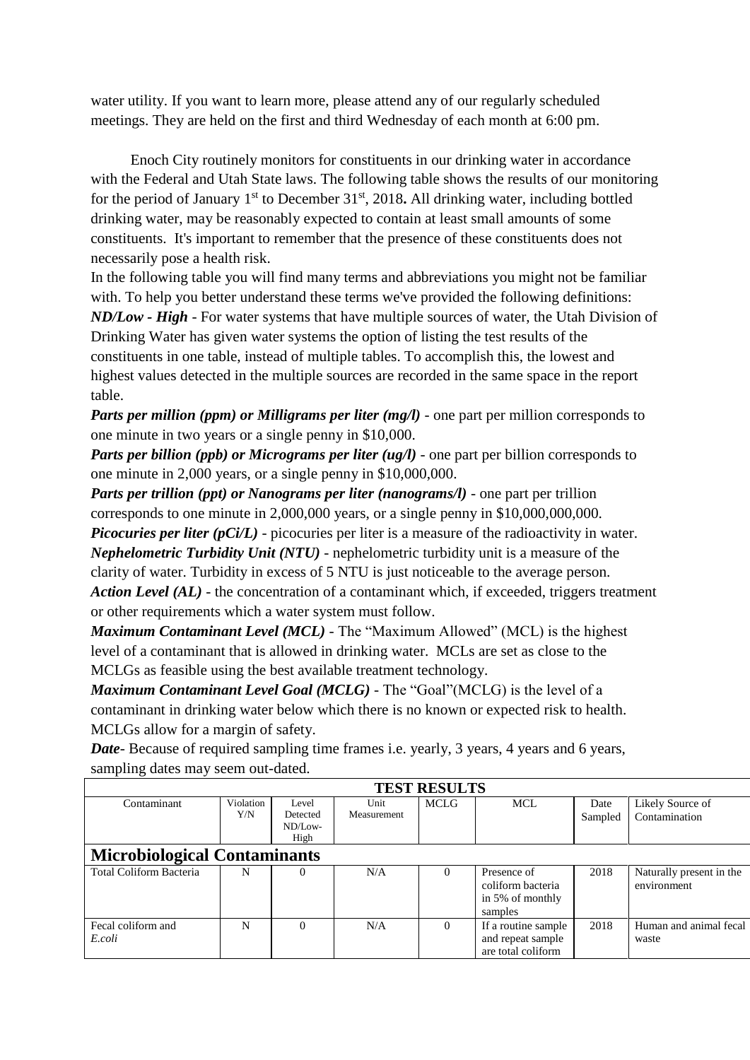water utility. If you want to learn more, please attend any of our regularly scheduled meetings. They are held on the first and third Wednesday of each month at 6:00 pm.

Enoch City routinely monitors for constituents in our drinking water in accordance with the Federal and Utah State laws. The following table shows the results of our monitoring for the period of January 1st to December 31st, 2018**.** All drinking water, including bottled drinking water, may be reasonably expected to contain at least small amounts of some constituents. It's important to remember that the presence of these constituents does not necessarily pose a health risk.

In the following table you will find many terms and abbreviations you might not be familiar with. To help you better understand these terms we've provided the following definitions:

***ND/Low - High*** - For water systems that have multiple sources of water, the Utah Division of Drinking Water has given water systems the option of listing the test results of the constituents in one table, instead of multiple tables. To accomplish this, the lowest and highest values detected in the multiple sources are recorded in the same space in the report table.

***Parts per million (ppm) or Milligrams per liter (mg/l)*** - one part per million corresponds to one minute in two years or a single penny in $10,000.

***Parts per billion (ppb) or Micrograms per liter (ug/l)*** - one part per billion corresponds to one minute in 2,000 years, or a single penny in $10,000,000.

***Parts per trillion (ppt) or Nanograms per liter (nanograms/l)*** - one part per trillion corresponds to one minute in 2,000,000 years, or a single penny in $10,000,000,000.

***Picocuries per liter (pCi/L)*** - picocuries per liter is a measure of the radioactivity in water.

***Nephelometric Turbidity Unit (NTU)*** - nephelometric turbidity unit is a measure of the clarity of water. Turbidity in excess of 5 NTU is just noticeable to the average person.

***Action Level (AL)*** - the concentration of a contaminant which, if exceeded, triggers treatment or other requirements which a water system must follow.

***Maximum Contaminant Level (MCL)*** - The "Maximum Allowed" (MCL) is the highest level of a contaminant that is allowed in drinking water. MCLs are set as close to the MCLGs as feasible using the best available treatment technology.

***Maximum Contaminant Level Goal (MCLG)*** - The "Goal"(MCLG) is the level of a contaminant in drinking water below which there is no known or expected risk to health. MCLGs allow for a margin of safety.

***Date***- Because of required sampling time frames i.e. yearly, 3 years, 4 years and 6 years, sampling dates may seem out-dated.

**TEST RESULTS**

| Contaminant | Violation Y/N | Level Detected ND/Low-High | Unit Measurement | MCLG | MCL | Date Sampled | Likely Source of Contamination |
|---|---|---|---|---|---|---|---|
| **Microbiological Contaminants** | | | | | | | |
| Total Coliform Bacteria | N | 0 | N/A | 0 | Presence of coliform bacteria in 5% of monthly samples | 2018 | Naturally present in the environment |
| Fecal coliform and *E.coli* | N | 0 | N/A | 0 | If a routine sample and repeat sample are total coliform | 2018 | Human and animal fecal waste |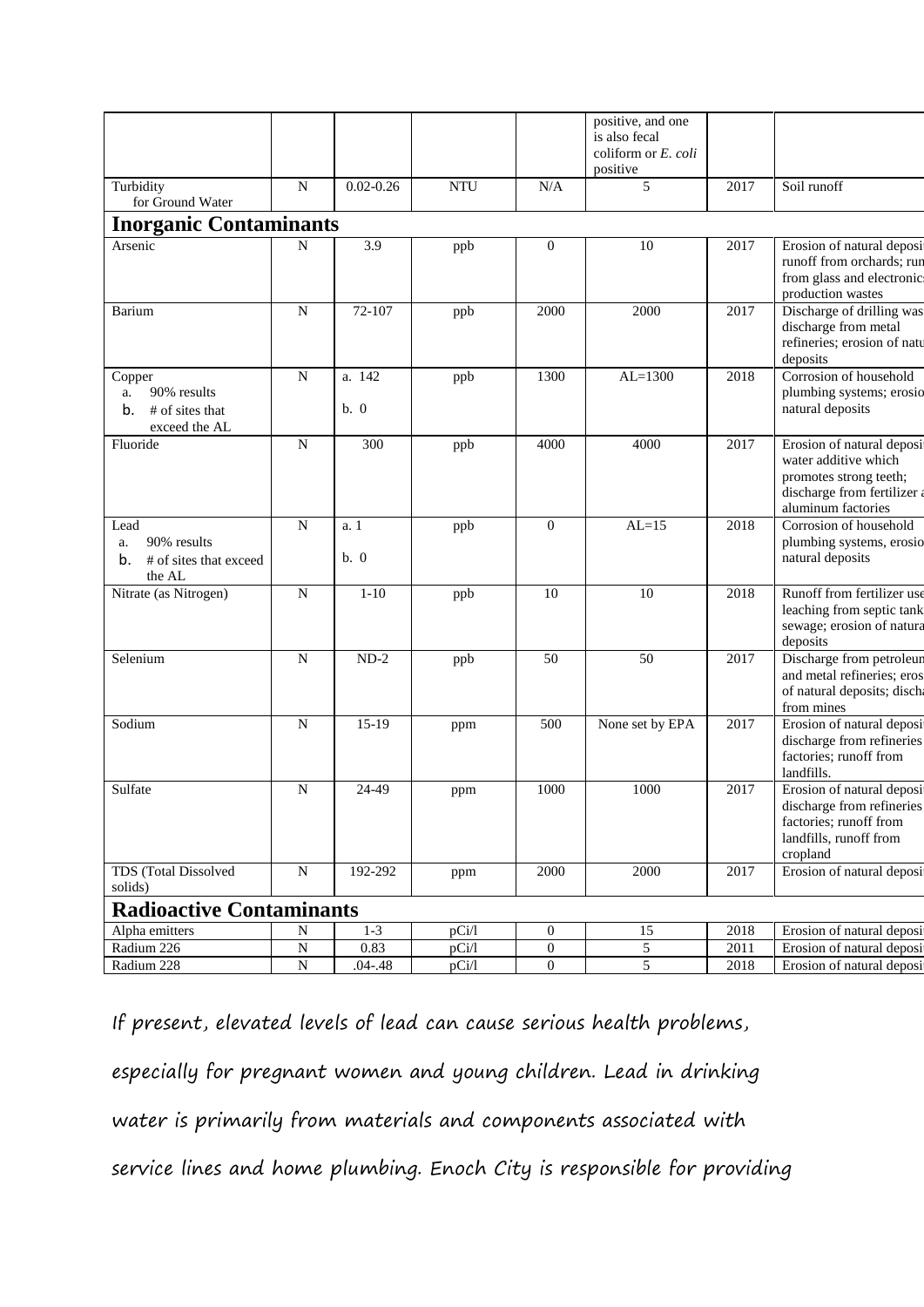| | | | | | | | |
|---|---|---|---|---|---|---|---|
| | | | | | positive, and one is also fecal coliform or *E. coli* positive | | |
| Turbidity for Ground Water | N | 0.02-0.26 | NTU | N/A | 5 | 2017 | Soil runoff |
| **Inorganic Contaminants** | | | | | | | |
| Arsenic | N | 3.9 | ppb | 0 | 10 | 2017 | Erosion of natural deposi runoff from orchards; run from glass and electronics production wastes |
| Barium | N | 72-107 | ppb | 2000 | 2000 | 2017 | Discharge of drilling was discharge from metal refineries; erosion of natu deposits |
| Copper a. 90% results b. # of sites that exceed the AL | N | a. 142 b. 0 | ppb | 1300 | AL=1300 | 2018 | Corrosion of household plumbing systems; erosio natural deposits |
| Fluoride | N | 300 | ppb | 4000 | 4000 | 2017 | Erosion of natural deposi water additive which promotes strong teeth; discharge from fertilizer a aluminum factories |
| Lead a. 90% results b. # of sites that exceed the AL | N | a. 1 b. 0 | ppb | 0 | AL=15 | 2018 | Corrosion of household plumbing systems, erosio natural deposits |
| Nitrate (as Nitrogen) | N | 1-10 | ppb | 10 | 10 | 2018 | Runoff from fertilizer use leaching from septic tank sewage; erosion of natura deposits |
| Selenium | N | ND-2 | ppb | 50 | 50 | 2017 | Discharge from petroleum and metal refineries; eros of natural deposits; disch from mines |
| Sodium | N | 15-19 | ppm | 500 | None set by EPA | 2017 | Erosion of natural deposi discharge from refineries factories; runoff from landfills. |
| Sulfate | N | 24-49 | ppm | 1000 | 1000 | 2017 | Erosion of natural deposi discharge from refineries factories; runoff from landfills, runoff from cropland |
| TDS (Total Dissolved solids) | N | 192-292 | ppm | 2000 | 2000 | 2017 | Erosion of natural deposi |
| **Radioactive Contaminants** | | | | | | | |
| Alpha emitters | N | 1-3 | pCi/l | 0 | 15 | 2018 | Erosion of natural deposi |
| Radium 226 | N | 0.83 | pCi/l | 0 | 5 | 2011 | Erosion of natural deposi |
| Radium 228 | N | .04-.48 | pCi/l | 0 | 5 | 2018 | Erosion of natural deposi |

If present, elevated levels of lead can cause serious health problems, especially for pregnant women and young children. Lead in drinking water is primarily from materials and components associated with service lines and home plumbing. Enoch City is responsible for providing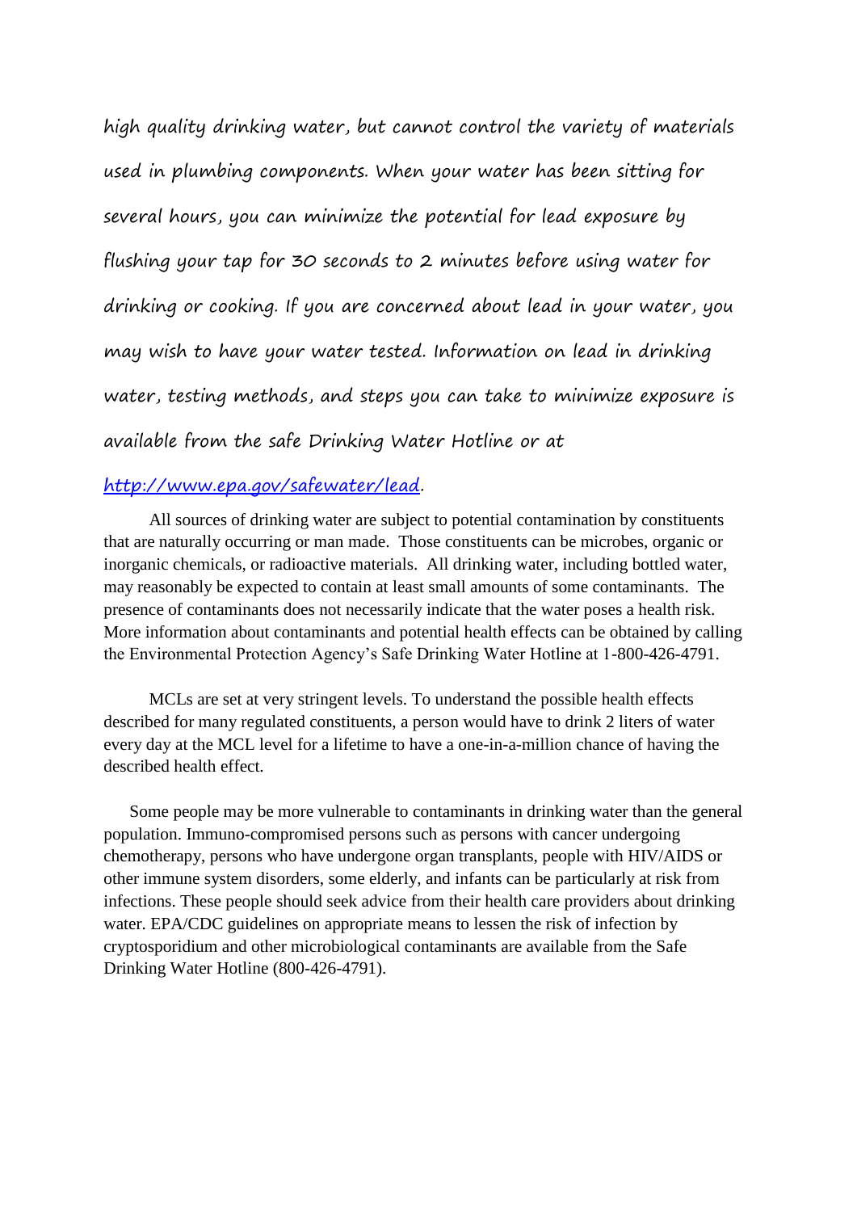high quality drinking water, but cannot control the variety of materials used in plumbing components. When your water has been sitting for several hours, you can minimize the potential for lead exposure by flushing your tap for 30 seconds to 2 minutes before using water for drinking or cooking. If you are concerned about lead in your water, you may wish to have your water tested. Information on lead in drinking water, testing methods, and steps you can take to minimize exposure is available from the safe Drinking Water Hotline or at http://www.epa.gov/safewater/lead.

All sources of drinking water are subject to potential contamination by constituents that are naturally occurring or man made. Those constituents can be microbes, organic or inorganic chemicals, or radioactive materials. All drinking water, including bottled water, may reasonably be expected to contain at least small amounts of some contaminants. The presence of contaminants does not necessarily indicate that the water poses a health risk. More information about contaminants and potential health effects can be obtained by calling the Environmental Protection Agency's Safe Drinking Water Hotline at 1-800-426-4791.

MCLs are set at very stringent levels. To understand the possible health effects described for many regulated constituents, a person would have to drink 2 liters of water every day at the MCL level for a lifetime to have a one-in-a-million chance of having the described health effect.

Some people may be more vulnerable to contaminants in drinking water than the general population. Immuno-compromised persons such as persons with cancer undergoing chemotherapy, persons who have undergone organ transplants, people with HIV/AIDS or other immune system disorders, some elderly, and infants can be particularly at risk from infections. These people should seek advice from their health care providers about drinking water. EPA/CDC guidelines on appropriate means to lessen the risk of infection by cryptosporidium and other microbiological contaminants are available from the Safe Drinking Water Hotline (800-426-4791).